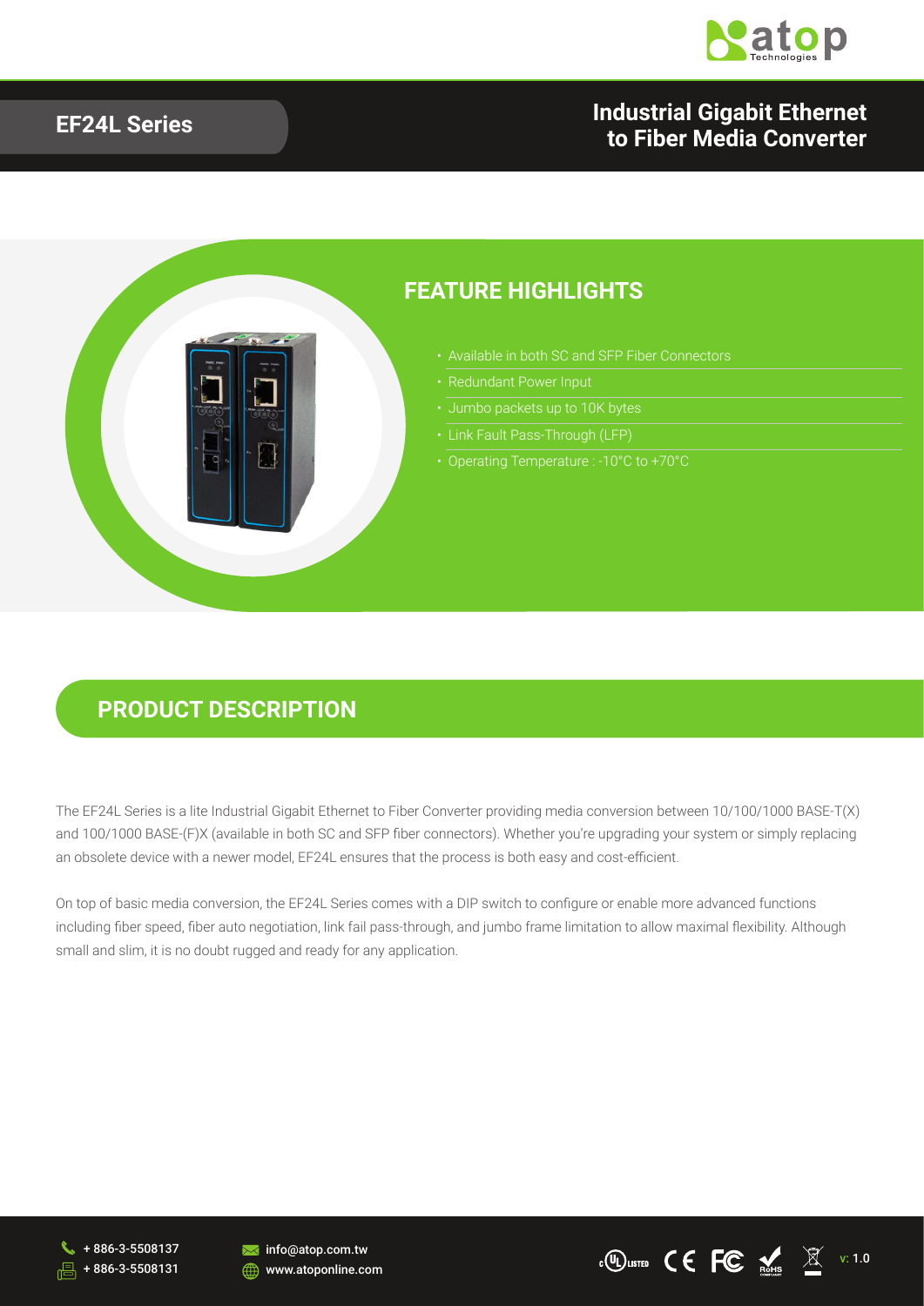# EF24L Series

## Industrial Gigabit Ethernet to Fiber Media Converter

## FEATURE HIGHLIGHTS

- Available in both SC and SFP Fiber Connectors
- Redundant Power Input
- Jumbo packets up to 10K bytes
- Link Fault Pass-Through (LFP)
- Operating Temperature : -10°C to +70°C

## PRODUCT DESCRIPTION

The EF24L Series is a lite Industrial Gigabit Ethernet to Fiber Converter providing media conversion between 10/100/1000 BASE-T(X) and 100/1000 BASE-(F)X (available in both SC and SFP fiber connectors). Whether you're upgrading your system or simply replacing an obsolete device with a newer model, EF24L ensures that the process is both easy and cost-efficient.

On top of basic media conversion, the EF24L Series comes with a DIP switch to configure or enable more advanced functions including fiber speed, fiber auto negotiation, link fail pass-through, and jumbo frame limitation to allow maximal flexibility. Although small and slim, it is no doubt rugged and ready for any application.

+ 886-3-5508137
+ 886-3-5508131
info@atop.com.tw
www.atoponline.com

v: 1.0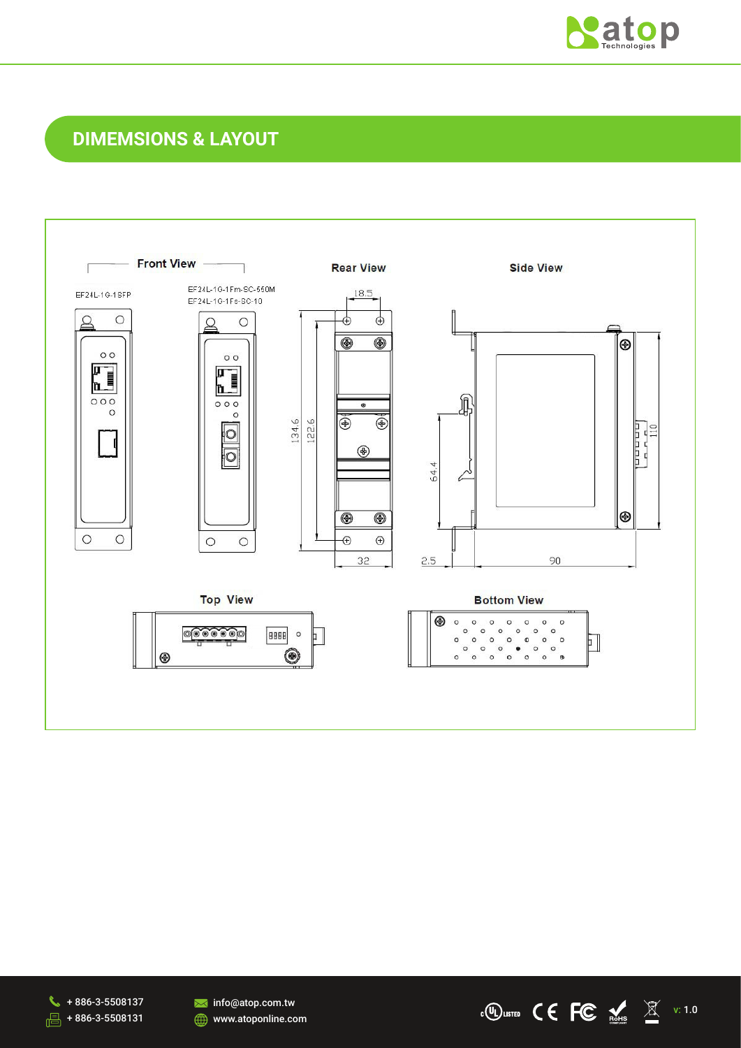## DIMEMSIONS & LAYOUT

Front View

EF24L-1G-1SFP

EF24L-1G-1Fm-SC-550M
EF24L-1G-1Fs-SC-10

Rear View

18.5

134.6

122.6

32

Side View

64.4

110

2.5

90

Top View

Bottom View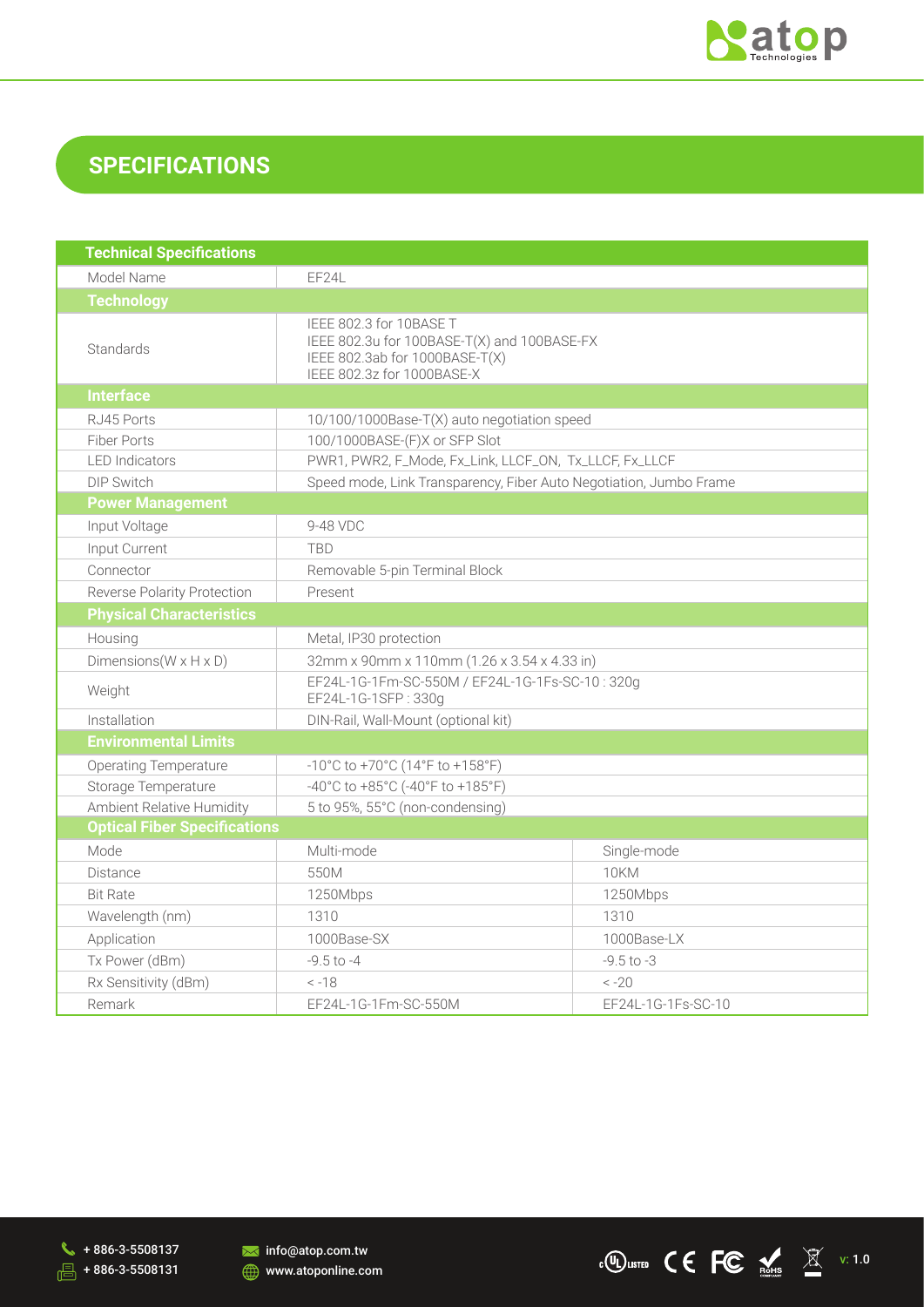# SPECIFICATIONS

| Technical Specifications | | |
|---|---|---|
| Model Name | EF24L | |
| **Technology** | | |
| Standards | IEEE 802.3 for 10BASE T<br>IEEE 802.3u for 100BASE-T(X) and 100BASE-FX<br>IEEE 802.3ab for 1000BASE-T(X)<br>IEEE 802.3z for 1000BASE-X | |
| **Interface** | | |
| RJ45 Ports | 10/100/1000Base-T(X) auto negotiation speed | |
| Fiber Ports | 100/1000BASE-(F)X or SFP Slot | |
| LED Indicators | PWR1, PWR2, F_Mode, Fx_Link, LLCF_ON, Tx_LLCF, Fx_LLCF | |
| DIP Switch | Speed mode, Link Transparency, Fiber Auto Negotiation, Jumbo Frame | |
| **Power Management** | | |
| Input Voltage | 9-48 VDC | |
| Input Current | TBD | |
| Connector | Removable 5-pin Terminal Block | |
| Reverse Polarity Protection | Present | |
| **Physical Characteristics** | | |
| Housing | Metal, IP30 protection | |
| Dimensions(W x H x D) | 32mm x 90mm x 110mm (1.26 x 3.54 x 4.33 in) | |
| Weight | EF24L-1G-1Fm-SC-550M / EF24L-1G-1Fs-SC-10 : 320g<br>EF24L-1G-1SFP : 330g | |
| Installation | DIN-Rail, Wall-Mount (optional kit) | |
| **Environmental Limits** | | |
| Operating Temperature | -10°C to +70°C (14°F to +158°F) | |
| Storage Temperature | -40°C to +85°C (-40°F to +185°F) | |
| Ambient Relative Humidity | 5 to 95%, 55°C (non-condensing) | |
| **Optical Fiber Specifications** | | |
| Mode | Multi-mode | Single-mode |
| Distance | 550M | 10KM |
| Bit Rate | 1250Mbps | 1250Mbps |
| Wavelength (nm) | 1310 | 1310 |
| Application | 1000Base-SX | 1000Base-LX |
| Tx Power (dBm) | -9.5 to -4 | -9.5 to -3 |
| Rx Sensitivity (dBm) | < -18 | < -20 |
| Remark | EF24L-1G-1Fm-SC-550M | EF24L-1G-1Fs-SC-10 |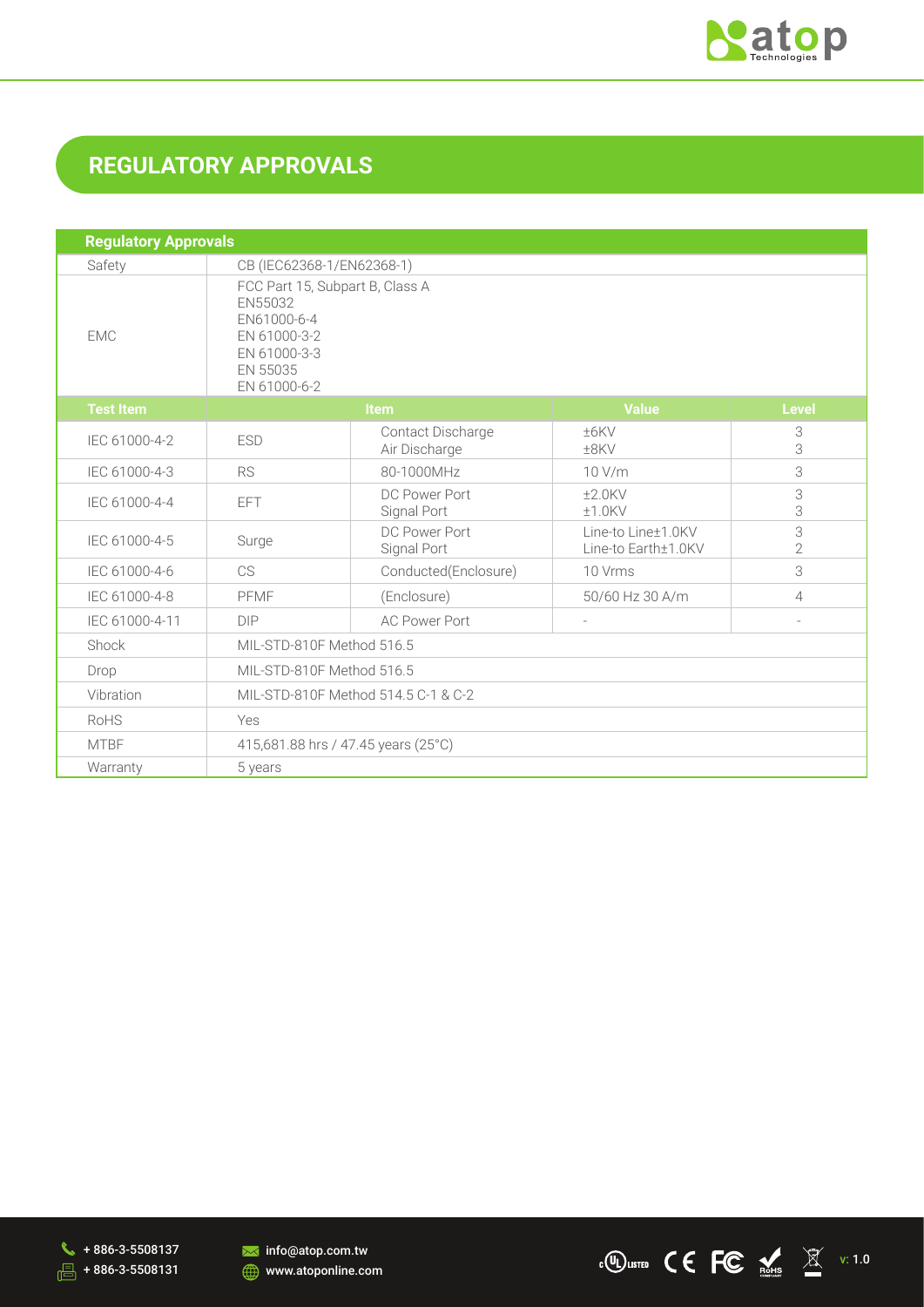# REGULATORY APPROVALS

| Regulatory Approvals | | | | |
|---|---|---|---|---|
| Safety | CB (IEC62368-1/EN62368-1) | | | |
| EMC | FCC Part 15, Subpart B, Class A<br>EN55032<br>EN61000-6-4<br>EN 61000-3-2<br>EN 61000-3-3<br>EN 55035<br>EN 61000-6-2 | | | |
| **Test Item** | **Item** | | **Value** | **Level** |
| IEC 61000-4-2 | ESD | Contact Discharge<br>Air Discharge | ±6KV<br>±8KV | 3<br>3 |
| IEC 61000-4-3 | RS | 80-1000MHz | 10 V/m | 3 |
| IEC 61000-4-4 | EFT | DC Power Port<br>Signal Port | ±2.0KV<br>±1.0KV | 3<br>3 |
| IEC 61000-4-5 | Surge | DC Power Port<br>Signal Port | Line-to Line±1.0KV<br>Line-to Earth±1.0KV | 3<br>2 |
| IEC 61000-4-6 | CS | Conducted(Enclosure) | 10 Vrms | 3 |
| IEC 61000-4-8 | PFMF | (Enclosure) | 50/60 Hz 30 A/m | 4 |
| IEC 61000-4-11 | DIP | AC Power Port | - | - |
| Shock | MIL-STD-810F Method 516.5 | | | |
| Drop | MIL-STD-810F Method 516.5 | | | |
| Vibration | MIL-STD-810F Method 514.5 C-1 & C-2 | | | |
| RoHS | Yes | | | |
| MTBF | 415,681.88 hrs / 47.45 years (25°C) | | | |
| Warranty | 5 years | | | |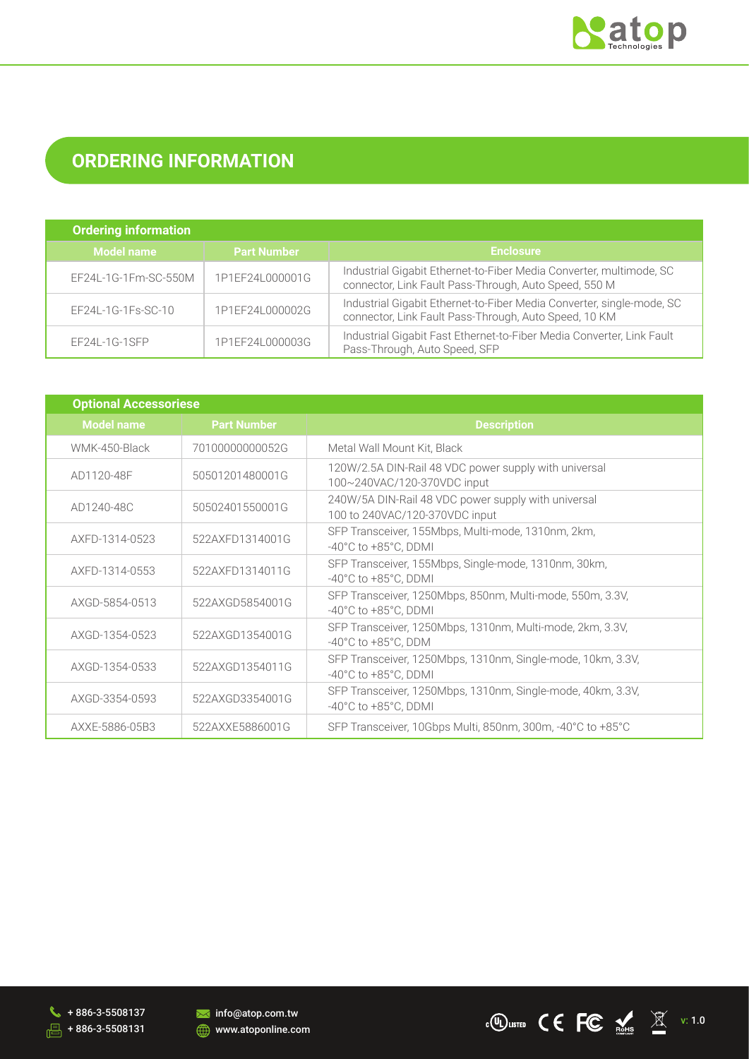## ORDERING INFORMATION

| Ordering information | | |
|---|---|---|
| **Model name** | **Part Number** | **Enclosure** |
| EF24L-1G-1Fm-SC-550M | 1P1EF24L000001G | Industrial Gigabit Ethernet-to-Fiber Media Converter, multimode, SC connector, Link Fault Pass-Through, Auto Speed, 550 M |
| EF24L-1G-1Fs-SC-10 | 1P1EF24L000002G | Industrial Gigabit Ethernet-to-Fiber Media Converter, single-mode, SC connector, Link Fault Pass-Through, Auto Speed, 10 KM |
| EF24L-1G-1SFP | 1P1EF24L000003G | Industrial Gigabit Fast Ethernet-to-Fiber Media Converter, Link Fault Pass-Through, Auto Speed, SFP |

| Optional Accessoriese | | |
|---|---|---|
| **Model name** | **Part Number** | **Description** |
| WMK-450-Black | 70100000000052G | Metal Wall Mount Kit, Black |
| AD1120-48F | 50501201480001G | 120W/2.5A DIN-Rail 48 VDC power supply with universal 100~240VAC/120-370VDC input |
| AD1240-48C | 50502401550001G | 240W/5A DIN-Rail 48 VDC power supply with universal 100 to 240VAC/120-370VDC input |
| AXFD-1314-0523 | 522AXFD1314001G | SFP Transceiver, 155Mbps, Multi-mode, 1310nm, 2km, -40°C to +85°C, DDMI |
| AXFD-1314-0553 | 522AXFD1314011G | SFP Transceiver, 155Mbps, Single-mode, 1310nm, 30km, -40°C to +85°C, DDMI |
| AXGD-5854-0513 | 522AXGD5854001G | SFP Transceiver, 1250Mbps, 850nm, Multi-mode, 550m, 3.3V, -40°C to +85°C, DDMI |
| AXGD-1354-0523 | 522AXGD1354001G | SFP Transceiver, 1250Mbps, 1310nm, Multi-mode, 2km, 3.3V, -40°C to +85°C, DDM |
| AXGD-1354-0533 | 522AXGD1354011G | SFP Transceiver, 1250Mbps, 1310nm, Single-mode, 10km, 3.3V, -40°C to +85°C, DDMI |
| AXGD-3354-0593 | 522AXGD3354001G | SFP Transceiver, 1250Mbps, 1310nm, Single-mode, 40km, 3.3V, -40°C to +85°C, DDMI |
| AXXE-5886-05B3 | 522AXXE5886001G | SFP Transceiver, 10Gbps Multi, 850nm, 300m, -40°C to +85°C |

+ 886-3-5508137
+ 886-3-5508131
info@atop.com.tw
www.atoponline.com
v: 1.0